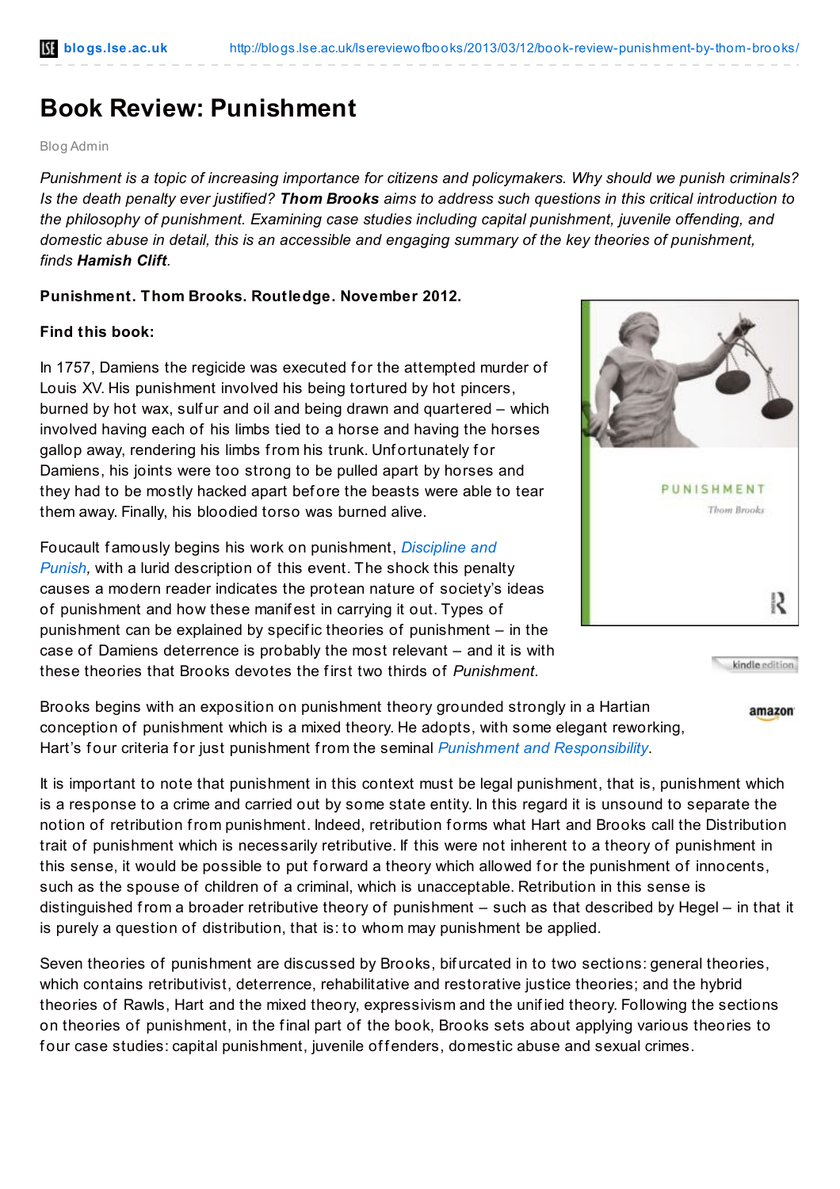# Book Review: Punishment

Blog Admin

*Punishment is a topic of increasing importance for citizens and policymakers. Why should we punish criminals? Is the death penalty ever justified? **Thom Brooks** aims to address such questions in this critical introduction to the philosophy of punishment. Examining case studies including capital punishment, juvenile offending, and domestic abuse in detail, this is an accessible and engaging summary of the key theories of punishment, finds **Hamish Clift**.*

**Punishment. Thom Brooks. Routledge. November 2012.**

**Find this book:**

In 1757, Damiens the regicide was executed for the attempted murder of Louis XV. His punishment involved his being tortured by hot pincers, burned by hot wax, sulfur and oil and being drawn and quartered – which involved having each of his limbs tied to a horse and having the horses gallop away, rendering his limbs from his trunk. Unfortunately for Damiens, his joints were too strong to be pulled apart by horses and they had to be mostly hacked apart before the beasts were able to tear them away. Finally, his bloodied torso was burned alive.

Foucault famously begins his work on punishment, *Discipline and Punish*, with a lurid description of this event. The shock this penalty causes a modern reader indicates the protean nature of society's ideas of punishment and how these manifest in carrying it out. Types of punishment can be explained by specific theories of punishment – in the case of Damiens deterrence is probably the most relevant – and it is with these theories that Brooks devotes the first two thirds of *Punishment*.

Brooks begins with an exposition on punishment theory grounded strongly in a Hartian conception of punishment which is a mixed theory. He adopts, with some elegant reworking, Hart's four criteria for just punishment from the seminal *Punishment and Responsibility*.

It is important to note that punishment in this context must be legal punishment, that is, punishment which is a response to a crime and carried out by some state entity. In this regard it is unsound to separate the notion of retribution from punishment. Indeed, retribution forms what Hart and Brooks call the Distribution trait of punishment which is necessarily retributive. If this were not inherent to a theory of punishment in this sense, it would be possible to put forward a theory which allowed for the punishment of innocents, such as the spouse of children of a criminal, which is unacceptable. Retribution in this sense is distinguished from a broader retributive theory of punishment – such as that described by Hegel – in that it is purely a question of distribution, that is: to whom may punishment be applied.

Seven theories of punishment are discussed by Brooks, bifurcated in to two sections: general theories, which contains retributivist, deterrence, rehabilitative and restorative justice theories; and the hybrid theories of Rawls, Hart and the mixed theory, expressivism and the unified theory. Following the sections on theories of punishment, in the final part of the book, Brooks sets about applying various theories to four case studies: capital punishment, juvenile offenders, domestic abuse and sexual crimes.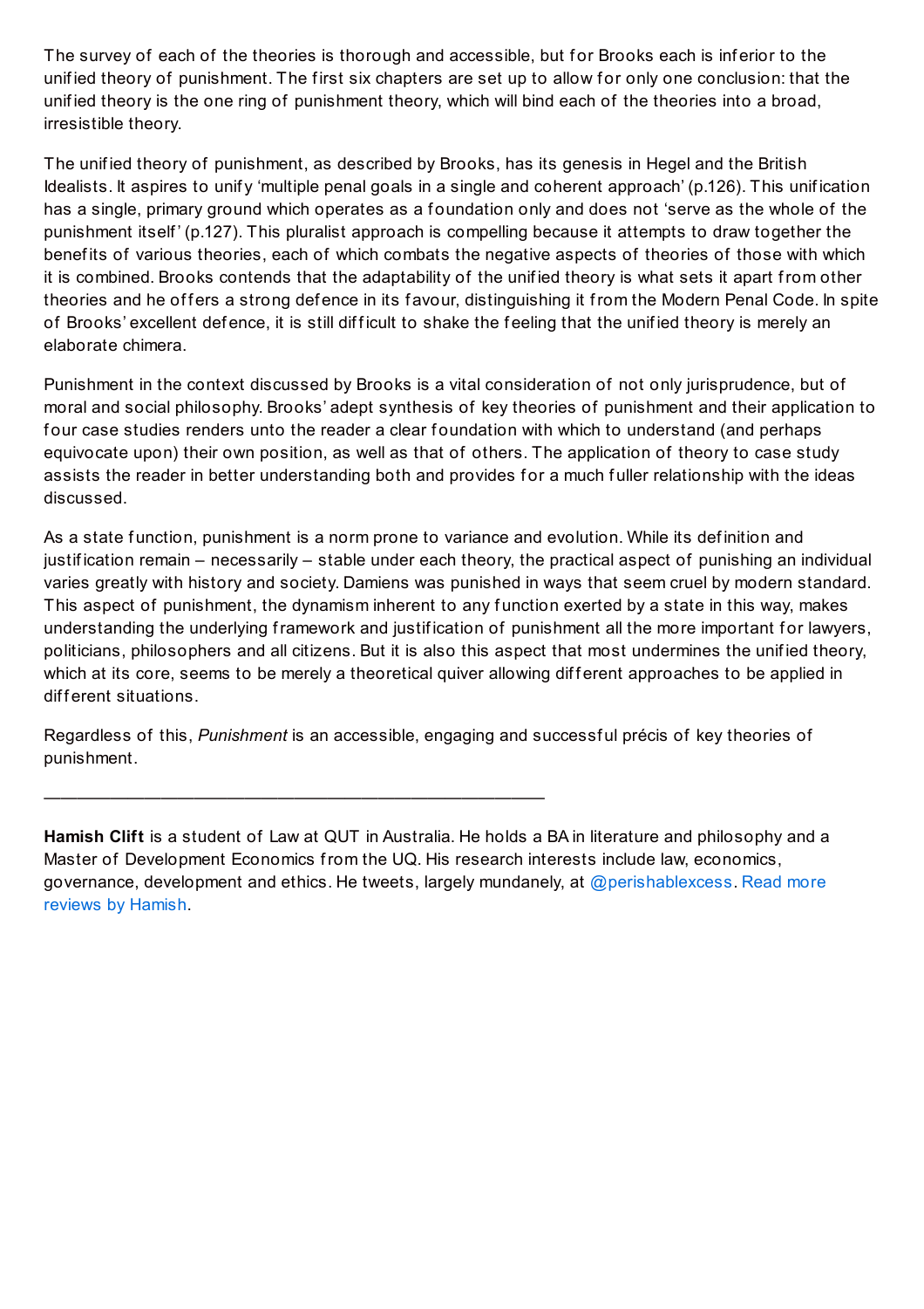The survey of each of the theories is thorough and accessible, but for Brooks each is inferior to the unified theory of punishment. The first six chapters are set up to allow for only one conclusion: that the unified theory is the one ring of punishment theory, which will bind each of the theories into a broad, irresistible theory.

The unified theory of punishment, as described by Brooks, has its genesis in Hegel and the British Idealists. It aspires to unify 'multiple penal goals in a single and coherent approach' (p.126). This unification has a single, primary ground which operates as a foundation only and does not 'serve as the whole of the punishment itself' (p.127). This pluralist approach is compelling because it attempts to draw together the benefits of various theories, each of which combats the negative aspects of theories of those with which it is combined. Brooks contends that the adaptability of the unified theory is what sets it apart from other theories and he offers a strong defence in its favour, distinguishing it from the Modern Penal Code. In spite of Brooks' excellent defence, it is still difficult to shake the feeling that the unified theory is merely an elaborate chimera.

Punishment in the context discussed by Brooks is a vital consideration of not only jurisprudence, but of moral and social philosophy. Brooks' adept synthesis of key theories of punishment and their application to four case studies renders unto the reader a clear foundation with which to understand (and perhaps equivocate upon) their own position, as well as that of others. The application of theory to case study assists the reader in better understanding both and provides for a much fuller relationship with the ideas discussed.

As a state function, punishment is a norm prone to variance and evolution. While its definition and justification remain – necessarily – stable under each theory, the practical aspect of punishing an individual varies greatly with history and society. Damiens was punished in ways that seem cruel by modern standard. This aspect of punishment, the dynamism inherent to any function exerted by a state in this way, makes understanding the underlying framework and justification of punishment all the more important for lawyers, politicians, philosophers and all citizens. But it is also this aspect that most undermines the unified theory, which at its core, seems to be merely a theoretical quiver allowing different approaches to be applied in different situations.

Regardless of this, *Punishment* is an accessible, engaging and successful précis of key theories of punishment.

---

**Hamish Clift** is a student of Law at QUT in Australia. He holds a BA in literature and philosophy and a Master of Development Economics from the UQ. His research interests include law, economics, governance, development and ethics. He tweets, largely mundanely, at @perishablexcess. Read more reviews by Hamish.